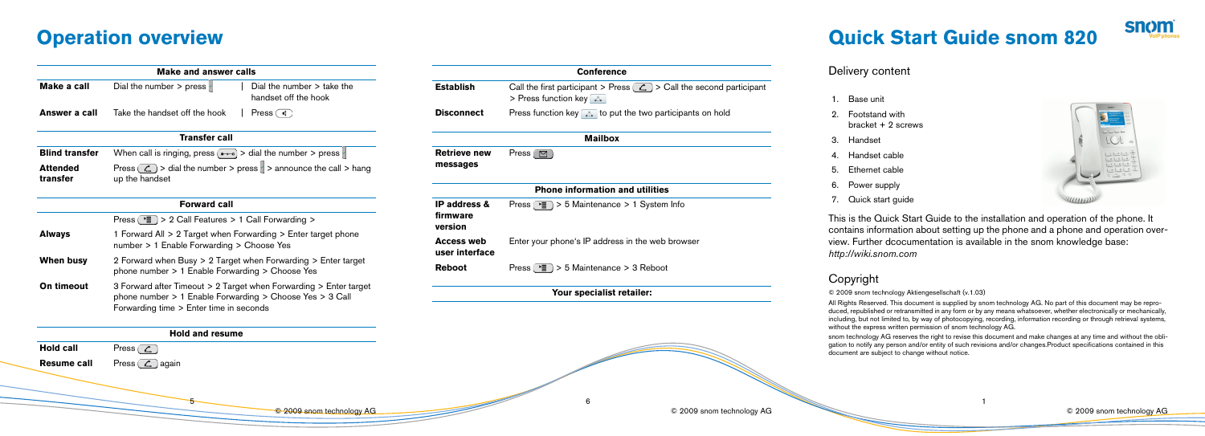# Operation overview

| Make and answer calls | | |
|---|---|---|
| **Make a call** | Dial the number > press | Dial the number > take the handset off the hook |
| **Answer a call** | Take the handset off the hook | Press |

| Transfer call | |
|---|---|
| **Blind transfer** | When call is ringing, press > dial the number > press |
| **Attended transfer** | Press > dial the number > press > announce the call > hang up the handset |

| Forward call | |
|---|---|
| | Press > 2 Call Features > 1 Call Forwarding > |
| **Always** | 1 Forward All > 2 Target when Forwarding > Enter target phone number > 1 Enable Forwarding > Choose Yes |
| **When busy** | 2 Forward when Busy > 2 Target when Forwarding > Enter target phone number > 1 Enable Forwarding > Choose Yes |
| **On timeout** | 3 Forward after Timeout > 2 Target when Forwarding > Enter target phone number > 1 Enable Forwarding > Choose Yes > 3 Call Forwarding time > Enter time in seconds |

| Hold and resume | |
|---|---|
| **Hold call** | Press |
| **Resume call** | Press again |

| Conference | |
|---|---|
| **Establish** | Call the first participant > Press > Call the second participant > Press function key |
| **Disconnect** | Press function key to put the two participants on hold |

| Mailbox | |
|---|---|
| **Retrieve new messages** | Press |

| Phone information and utilities | |
|---|---|
| **IP address & firmware version** | Press > 5 Maintenance > 1 System Info |
| **Access web user interface** | Enter your phone's IP address in the web browser |
| **Reboot** | Press > 5 Maintenance > 3 Reboot |

**Your specialist retailer:**

# Quick Start Guide snom 820

## Delivery content

1. Base unit
2. Footstand with bracket + 2 screws
3. Handset
4. Handset cable
5. Ethernet cable
6. Power supply
7. Quick start guide

This is the Quick Start Guide to the installation and operation of the phone. It contains information about setting up the phone and a phone and operation overview. Further dcocumentation is available in the snom knowledge base: *http://wiki.snom.com*

## Copyright

© 2009 snom technology Aktiengesellschaft (v.1.03)

All Rights Reserved. This document is supplied by snom technology AG. No part of this document may be reproduced, republished or retransmitted in any form or by any means whatsoever, whether electronically or mechanically, including, but not limited to, by way of photocopying, recording, information recording or through retrieval systems, without the express written permission of snom technology AG.

snom technology AG reserves the right to revise this document and make changes at any time and without the obligation to notify any person and/or entity of such revisions and/or changes.Product specifications contained in this document are subject to change without notice.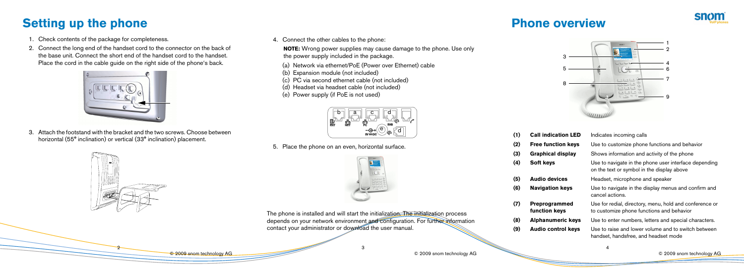# Setting up the phone

1. Check contents of the package for completeness.
2. Connect the long end of the handset cord to the connector on the back of the base unit. Connect the short end of the handset cord to the handset. Place the cord in the cable guide on the right side of the phone's back.
3. Attach the footstand with the bracket and the two screws. Choose between horizontal (55° inclination) or vertical (33° inclination) placement.
4. Connect the other cables to the phone:

   **NOTE:** Wrong power supplies may cause damage to the phone. Use only the power supply included in the package.

   (a) Network via ethernet/PoE (Power over Ethernet) cable
   (b) Expansion module (not included)
   (c) PC via second ethernet cable (not included)
   (d) Headset via headset cable (not included)
   (e) Power supply (if PoE is not used)

5. Place the phone on an even, horizontal surface.

The phone is installed and will start the initialization. The initialization process depends on your network environment and configuration. For further information contact your administrator or download the user manual.

# Phone overview

| | | |
|---|---|---|
| (1) | **Call indication LED** | Indicates incoming calls |
| (2) | **Free function keys** | Use to customize phone functions and behavior |
| (3) | **Graphical display** | Shows information and activity of the phone |
| (4) | **Soft keys** | Use to navigate in the phone user interface depending on the text or symbol in the display above |
| (5) | **Audio devices** | Headset, microphone and speaker |
| (6) | **Navigation keys** | Use to navigate in the display menus and confirm and cancel actions. |
| (7) | **Preprogrammed function keys** | Use for redial, directory, menu, hold and conference or to customize phone functions and behavior |
| (8) | **Alphanumeric keys** | Use to enter numbers, letters and special characters. |
| (9) | **Audio control keys** | Use to raise and lower volume and to switch between handset, handsfree, and headset mode |

© 2009 snom technology AG